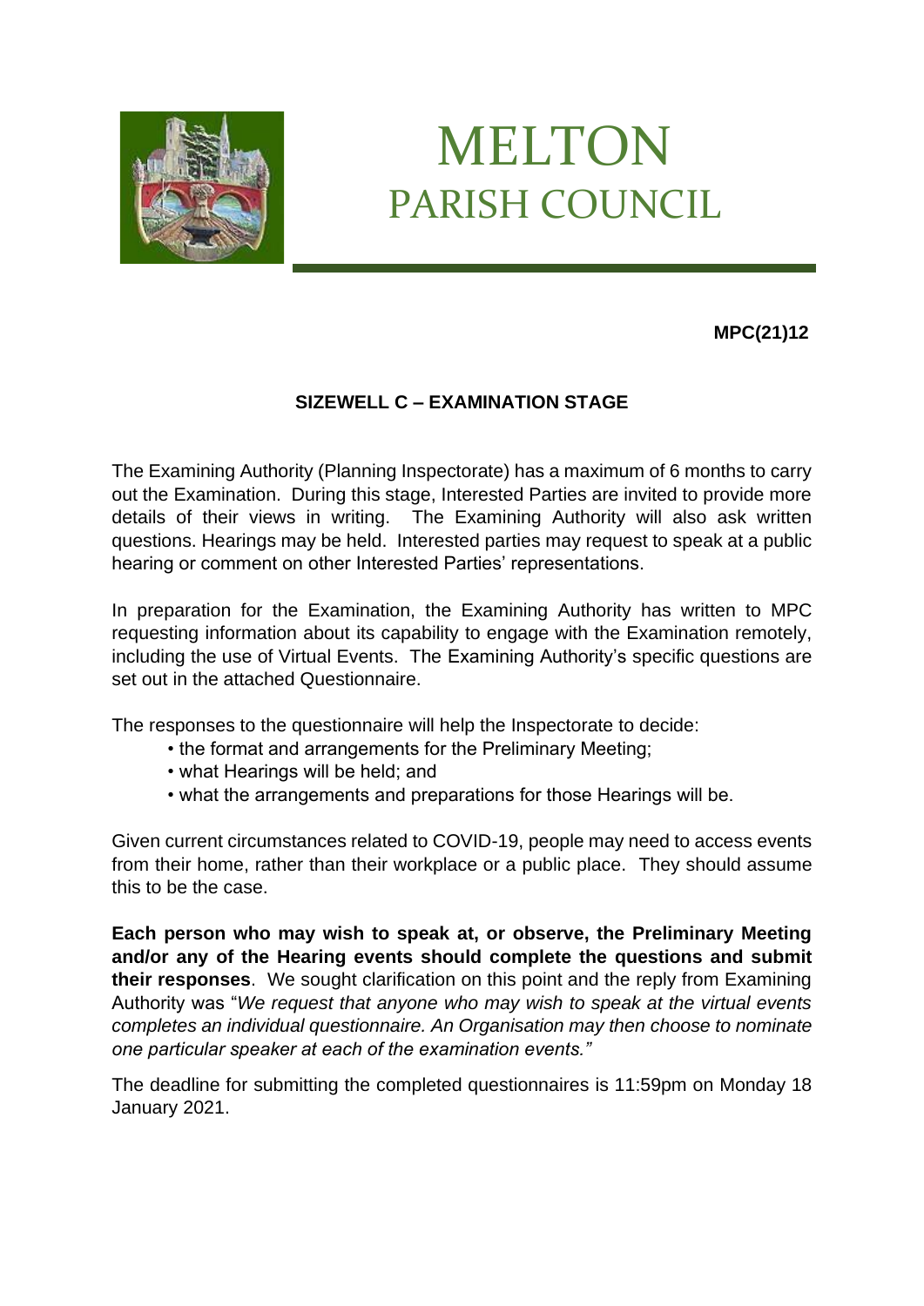# MELTON
## PARISH COUNCIL

**MPC(21)12**

### SIZEWELL C – EXAMINATION STAGE

The Examining Authority (Planning Inspectorate) has a maximum of 6 months to carry out the Examination. During this stage, Interested Parties are invited to provide more details of their views in writing. The Examining Authority will also ask written questions. Hearings may be held. Interested parties may request to speak at a public hearing or comment on other Interested Parties' representations.

In preparation for the Examination, the Examining Authority has written to MPC requesting information about its capability to engage with the Examination remotely, including the use of Virtual Events. The Examining Authority's specific questions are set out in the attached Questionnaire.

The responses to the questionnaire will help the Inspectorate to decide:

- the format and arrangements for the Preliminary Meeting;
- what Hearings will be held; and
- what the arrangements and preparations for those Hearings will be.

Given current circumstances related to COVID-19, people may need to access events from their home, rather than their workplace or a public place. They should assume this to be the case.

**Each person who may wish to speak at, or observe, the Preliminary Meeting and/or any of the Hearing events should complete the questions and submit their responses**. We sought clarification on this point and the reply from Examining Authority was "*We request that anyone who may wish to speak at the virtual events completes an individual questionnaire. An Organisation may then choose to nominate one particular speaker at each of the examination events.*"

The deadline for submitting the completed questionnaires is 11:59pm on Monday 18 January 2021.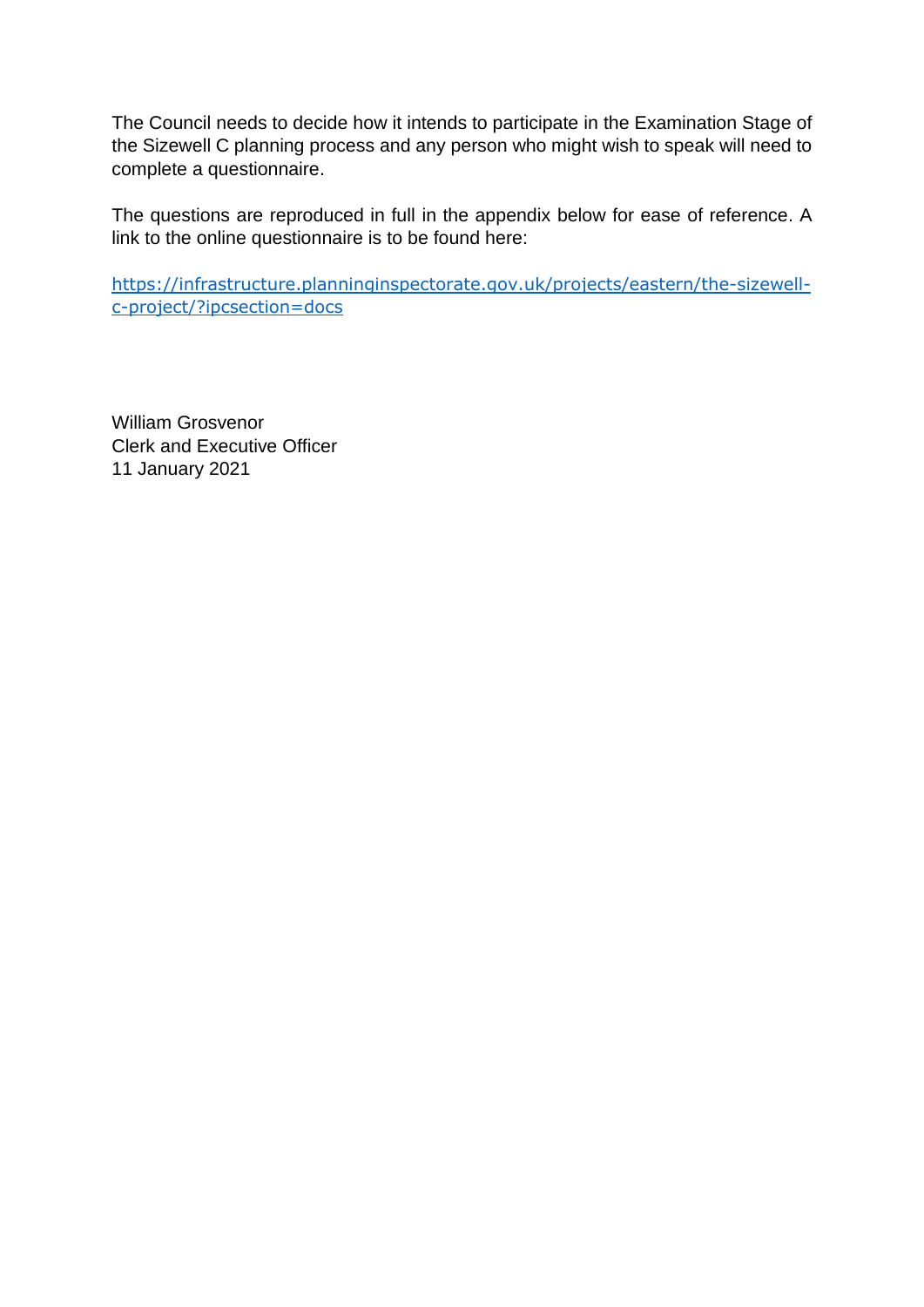The Council needs to decide how it intends to participate in the Examination Stage of the Sizewell C planning process and any person who might wish to speak will need to complete a questionnaire.

The questions are reproduced in full in the appendix below for ease of reference. A link to the online questionnaire is to be found here:

https://infrastructure.planninginspectorate.gov.uk/projects/eastern/the-sizewell-c-project/?ipcsection=docs

William Grosvenor
Clerk and Executive Officer
11 January 2021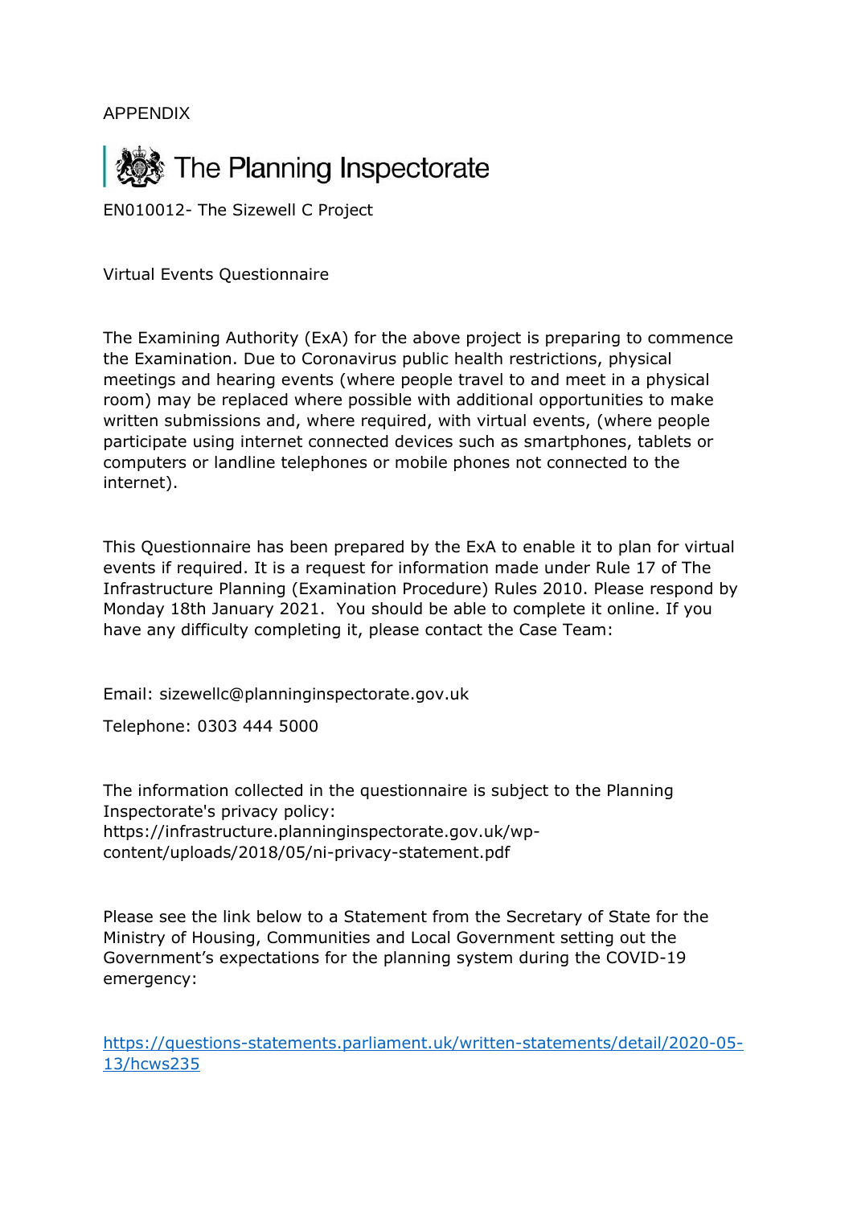APPENDIX

The Planning Inspectorate

EN010012- The Sizewell C Project

Virtual Events Questionnaire

The Examining Authority (ExA) for the above project is preparing to commence the Examination. Due to Coronavirus public health restrictions, physical meetings and hearing events (where people travel to and meet in a physical room) may be replaced where possible with additional opportunities to make written submissions and, where required, with virtual events, (where people participate using internet connected devices such as smartphones, tablets or computers or landline telephones or mobile phones not connected to the internet).

This Questionnaire has been prepared by the ExA to enable it to plan for virtual events if required. It is a request for information made under Rule 17 of The Infrastructure Planning (Examination Procedure) Rules 2010. Please respond by Monday 18th January 2021. You should be able to complete it online. If you have any difficulty completing it, please contact the Case Team:

Email: sizewellc@planninginspectorate.gov.uk

Telephone: 0303 444 5000

The information collected in the questionnaire is subject to the Planning Inspectorate's privacy policy: https://infrastructure.planninginspectorate.gov.uk/wp-content/uploads/2018/05/ni-privacy-statement.pdf

Please see the link below to a Statement from the Secretary of State for the Ministry of Housing, Communities and Local Government setting out the Government's expectations for the planning system during the COVID-19 emergency:

https://questions-statements.parliament.uk/written-statements/detail/2020-05-13/hcws235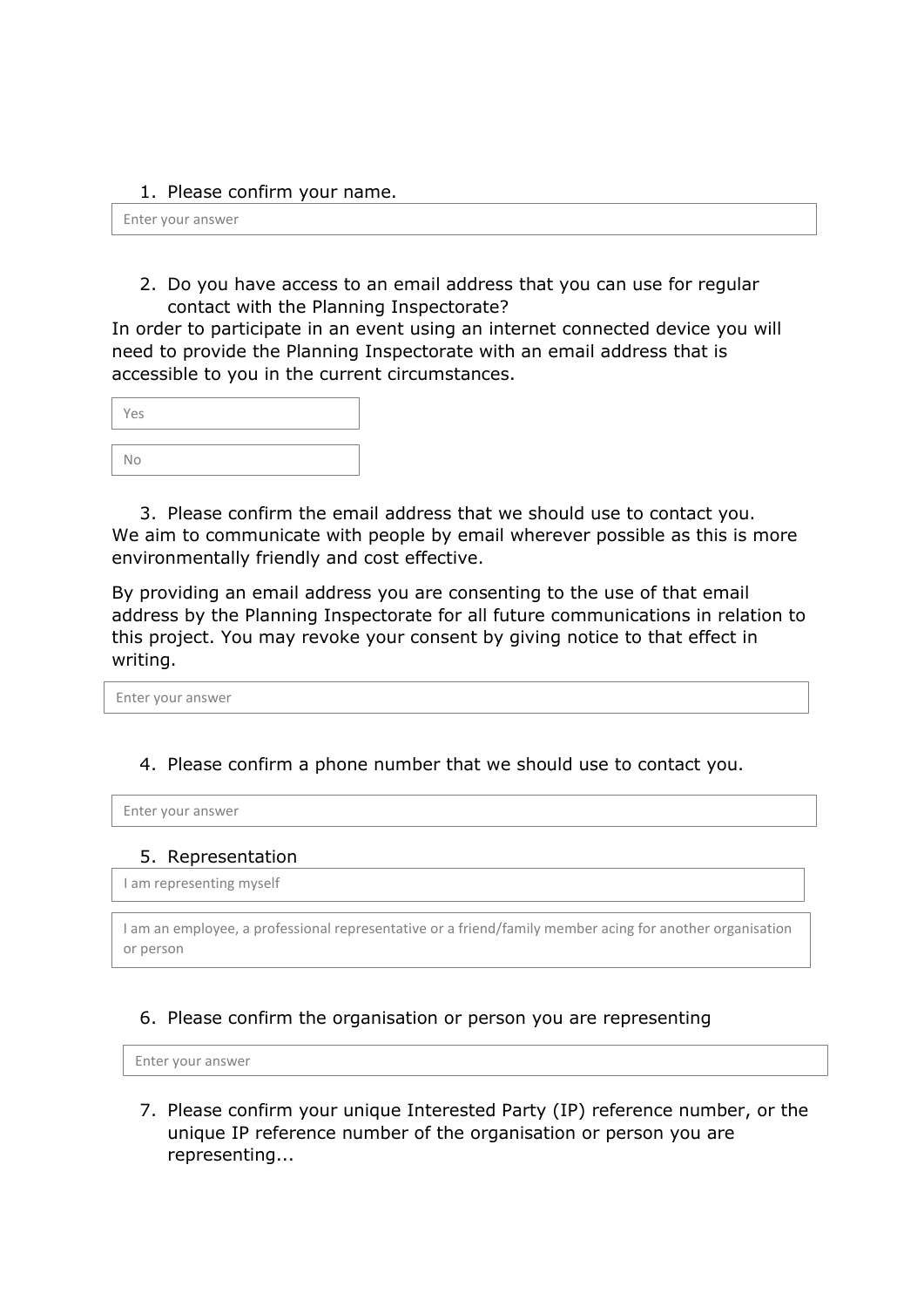1. Please confirm your name.

Enter your answer

2. Do you have access to an email address that you can use for regular contact with the Planning Inspectorate?

In order to participate in an event using an internet connected device you will need to provide the Planning Inspectorate with an email address that is accessible to you in the current circumstances.

Yes

No

3. Please confirm the email address that we should use to contact you.

We aim to communicate with people by email wherever possible as this is more environmentally friendly and cost effective.

By providing an email address you are consenting to the use of that email address by the Planning Inspectorate for all future communications in relation to this project. You may revoke your consent by giving notice to that effect in writing.

Enter your answer

4. Please confirm a phone number that we should use to contact you.

Enter your answer

5. Representation

I am representing myself

I am an employee, a professional representative or a friend/family member acing for another organisation or person

6. Please confirm the organisation or person you are representing

Enter your answer

7. Please confirm your unique Interested Party (IP) reference number, or the unique IP reference number of the organisation or person you are representing...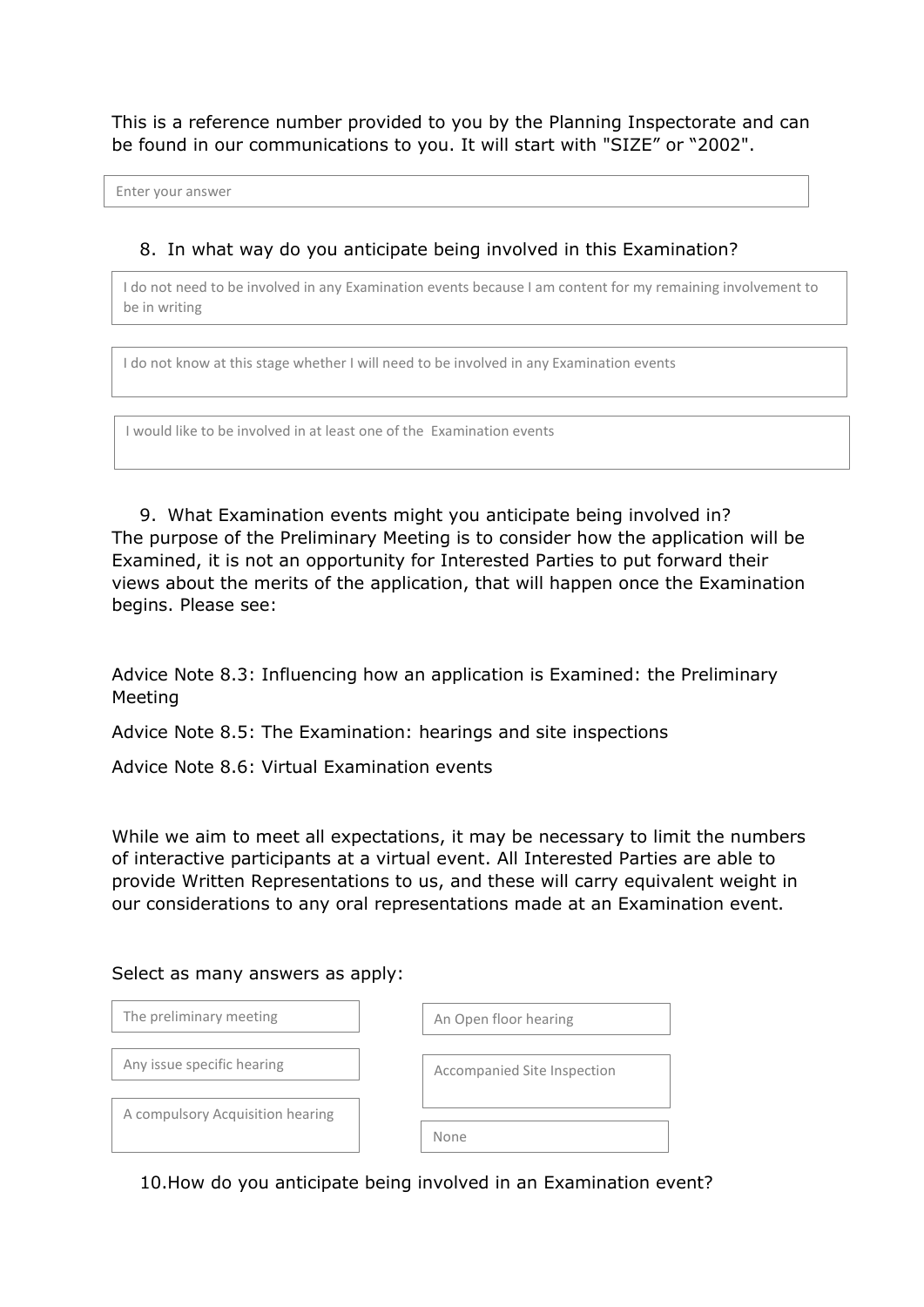This is a reference number provided to you by the Planning Inspectorate and can be found in our communications to you. It will start with "SIZE" or "2002".

Enter your answer

8. In what way do you anticipate being involved in this Examination?

- I do not need to be involved in any Examination events because I am content for my remaining involvement to be in writing
- I do not know at this stage whether I will need to be involved in any Examination events
- I would like to be involved in at least one of the Examination events

9. What Examination events might you anticipate being involved in?

The purpose of the Preliminary Meeting is to consider how the application will be Examined, it is not an opportunity for Interested Parties to put forward their views about the merits of the application, that will happen once the Examination begins. Please see:

Advice Note 8.3: Influencing how an application is Examined: the Preliminary Meeting

Advice Note 8.5: The Examination: hearings and site inspections

Advice Note 8.6: Virtual Examination events

While we aim to meet all expectations, it may be necessary to limit the numbers of interactive participants at a virtual event. All Interested Parties are able to provide Written Representations to us, and these will carry equivalent weight in our considerations to any oral representations made at an Examination event.

Select as many answers as apply:

- The preliminary meeting
- An Open floor hearing
- Any issue specific hearing
- Accompanied Site Inspection
- A compulsory Acquisition hearing
- None

10. How do you anticipate being involved in an Examination event?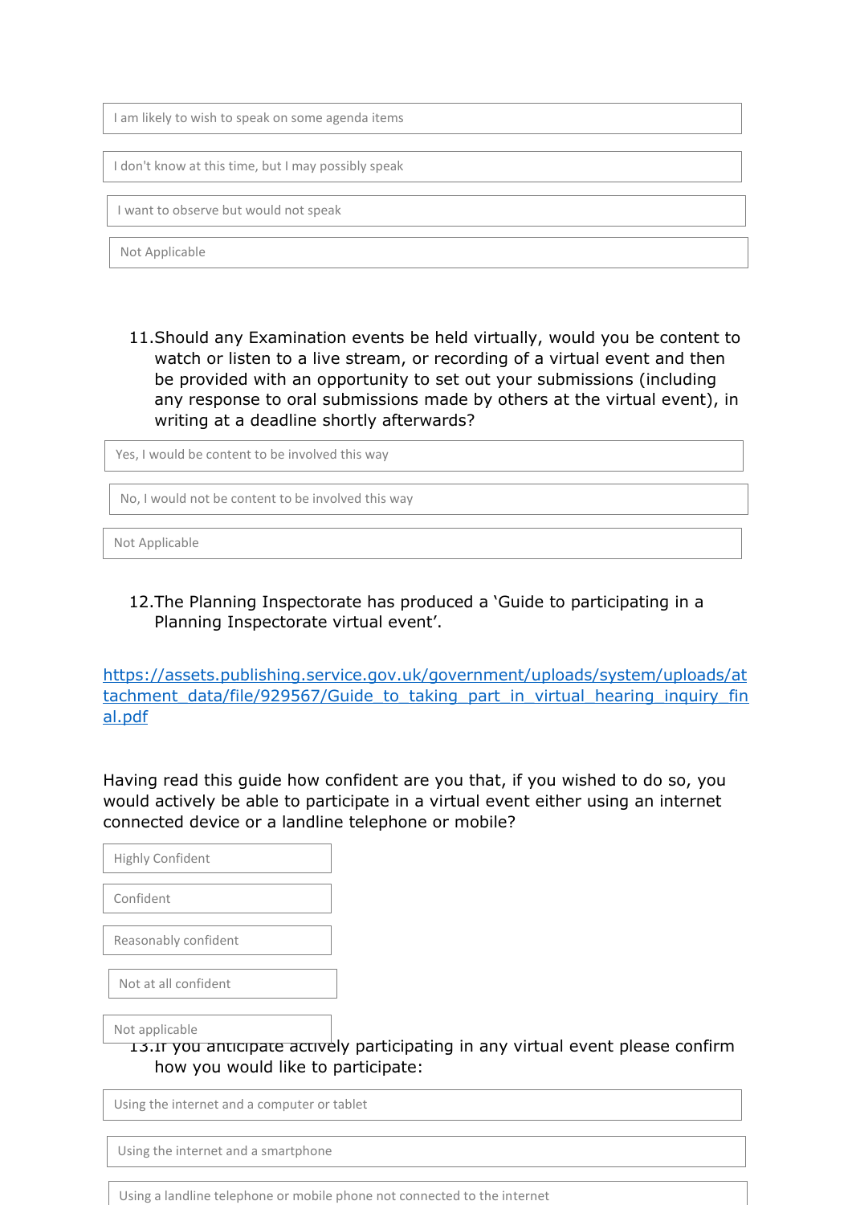- I am likely to wish to speak on some agenda items
- I don't know at this time, but I may possibly speak
- I want to observe but would not speak
- Not Applicable

11. Should any Examination events be held virtually, would you be content to watch or listen to a live stream, or recording of a virtual event and then be provided with an opportunity to set out your submissions (including any response to oral submissions made by others at the virtual event), in writing at a deadline shortly afterwards?

- Yes, I would be content to be involved this way
- No, I would not be content to be involved this way
- Not Applicable

12. The Planning Inspectorate has produced a 'Guide to participating in a Planning Inspectorate virtual event'.

https://assets.publishing.service.gov.uk/government/uploads/system/uploads/attachment_data/file/929567/Guide_to_taking_part_in_virtual_hearing_inquiry_final.pdf

Having read this guide how confident are you that, if you wished to do so, you would actively be able to participate in a virtual event either using an internet connected device or a landline telephone or mobile?

- Highly Confident
- Confident
- Reasonably confident
- Not at all confident
- Not applicable

13. If you anticipate actively participating in any virtual event please confirm how you would like to participate:

- Using the internet and a computer or tablet
- Using the internet and a smartphone
- Using a landline telephone or mobile phone not connected to the internet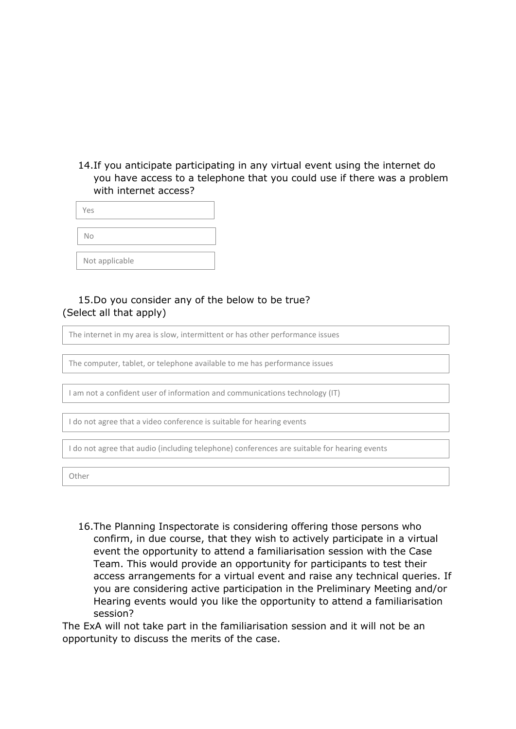14. If you anticipate participating in any virtual event using the internet do you have access to a telephone that you could use if there was a problem with internet access?

- Yes
- No
- Not applicable

15. Do you consider any of the below to be true?

(Select all that apply)

- The internet in my area is slow, intermittent or has other performance issues
- The computer, tablet, or telephone available to me has performance issues
- I am not a confident user of information and communications technology (IT)
- I do not agree that a video conference is suitable for hearing events
- I do not agree that audio (including telephone) conferences are suitable for hearing events
- Other

16. The Planning Inspectorate is considering offering those persons who confirm, in due course, that they wish to actively participate in a virtual event the opportunity to attend a familiarisation session with the Case Team. This would provide an opportunity for participants to test their access arrangements for a virtual event and raise any technical queries. If you are considering active participation in the Preliminary Meeting and/or Hearing events would you like the opportunity to attend a familiarisation session?

The ExA will not take part in the familiarisation session and it will not be an opportunity to discuss the merits of the case.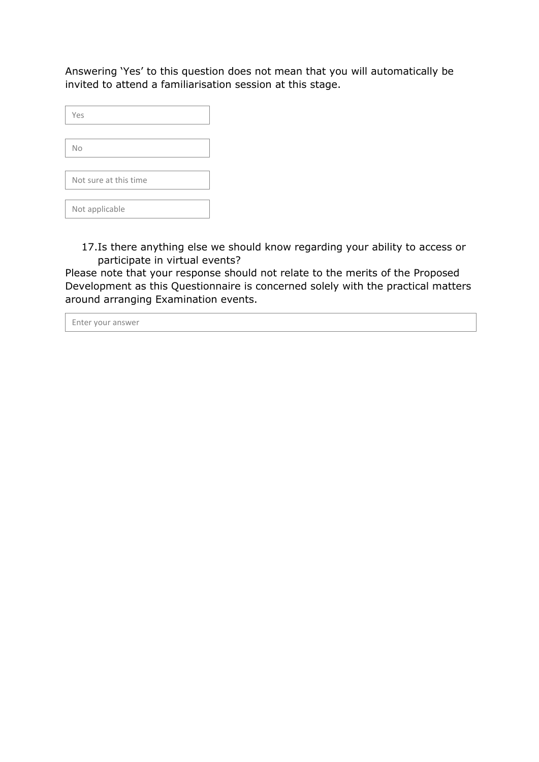Answering ‘Yes’ to this question does not mean that you will automatically be invited to attend a familiarisation session at this stage.

- Yes
- No
- Not sure at this time
- Not applicable

17. Is there anything else we should know regarding your ability to access or participate in virtual events?

Please note that your response should not relate to the merits of the Proposed Development as this Questionnaire is concerned solely with the practical matters around arranging Examination events.

Enter your answer